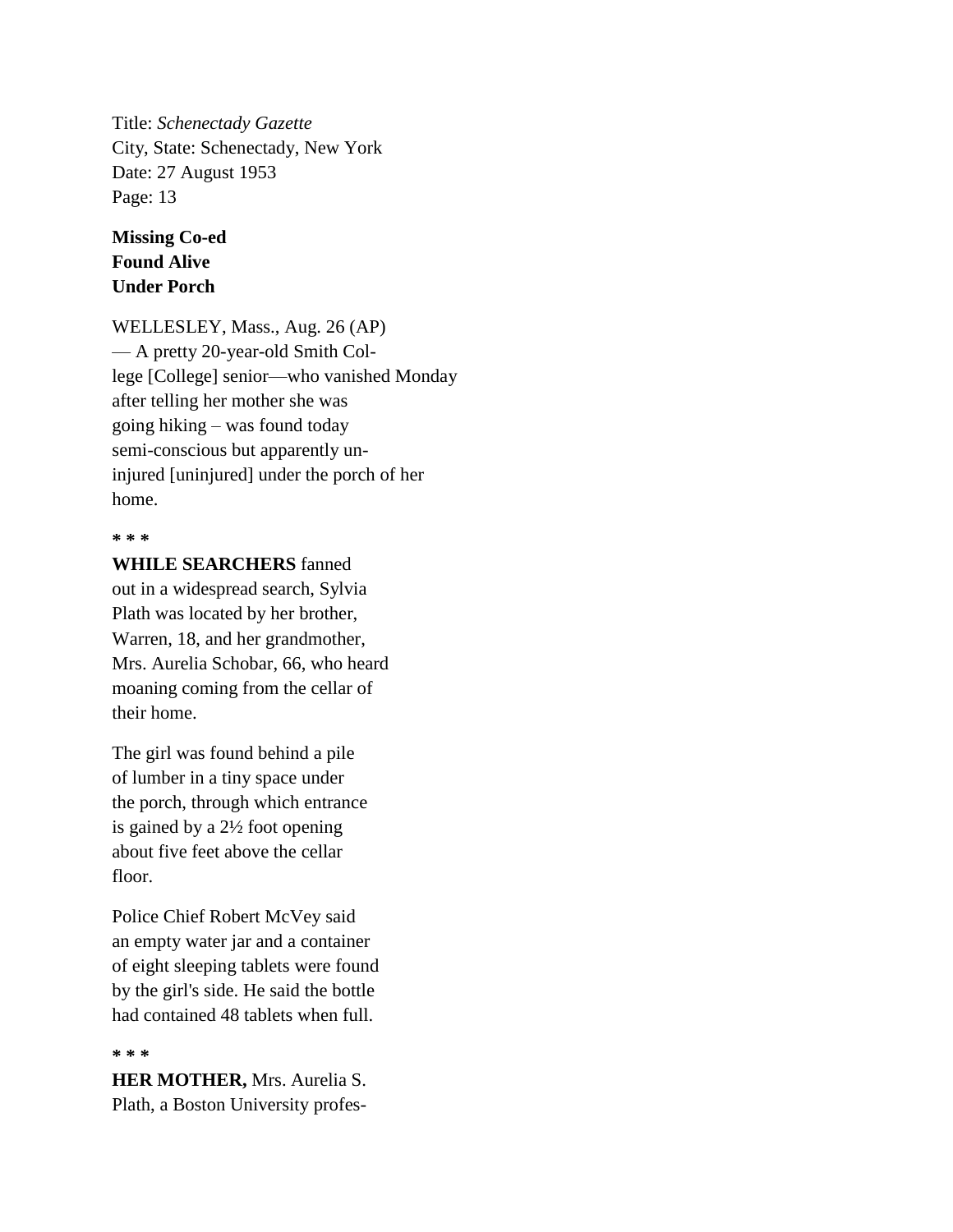Title: *Schenectady Gazette*
City, State: Schenectady, New York
Date: 27 August 1953
Page: 13

**Missing Co-ed Found Alive Under Porch**

WELLESLEY, Mass., Aug. 26 (AP) — A pretty 20-year-old Smith College [College] senior—who vanished Monday after telling her mother she was going hiking – was found today semi-conscious but apparently uninjured [uninjured] under the porch of her home.

**\* \* \***

**WHILE SEARCHERS** fanned out in a widespread search, Sylvia Plath was located by her brother, Warren, 18, and her grandmother, Mrs. Aurelia Schobar, 66, who heard moaning coming from the cellar of their home.

The girl was found behind a pile of lumber in a tiny space under the porch, through which entrance is gained by a 2½ foot opening about five feet above the cellar floor.

Police Chief Robert McVey said an empty water jar and a container of eight sleeping tablets were found by the girl's side. He said the bottle had contained 48 tablets when full.

**\* \* \***

**HER MOTHER,** Mrs. Aurelia S. Plath, a Boston University profes-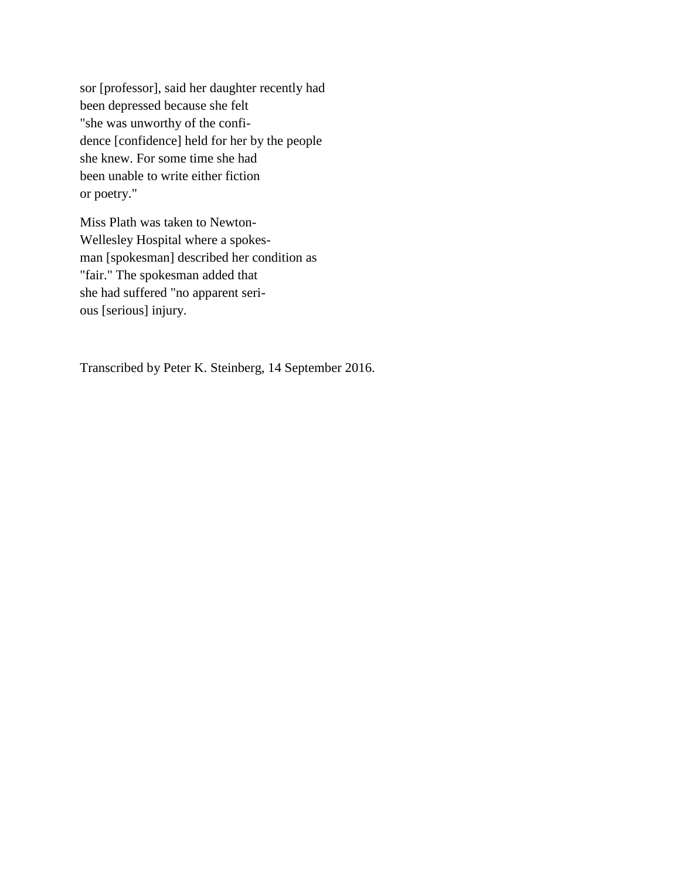sor [professor], said her daughter recently had
been depressed because she felt
"she was unworthy of the confi-
dence [confidence] held for her by the people
she knew. For some time she had
been unable to write either fiction
or poetry."

Miss Plath was taken to Newton-
Wellesley Hospital where a spokes-
man [spokesman] described her condition as
"fair." The spokesman added that
she had suffered "no apparent seri-
ous [serious] injury.

Transcribed by Peter K. Steinberg, 14 September 2016.